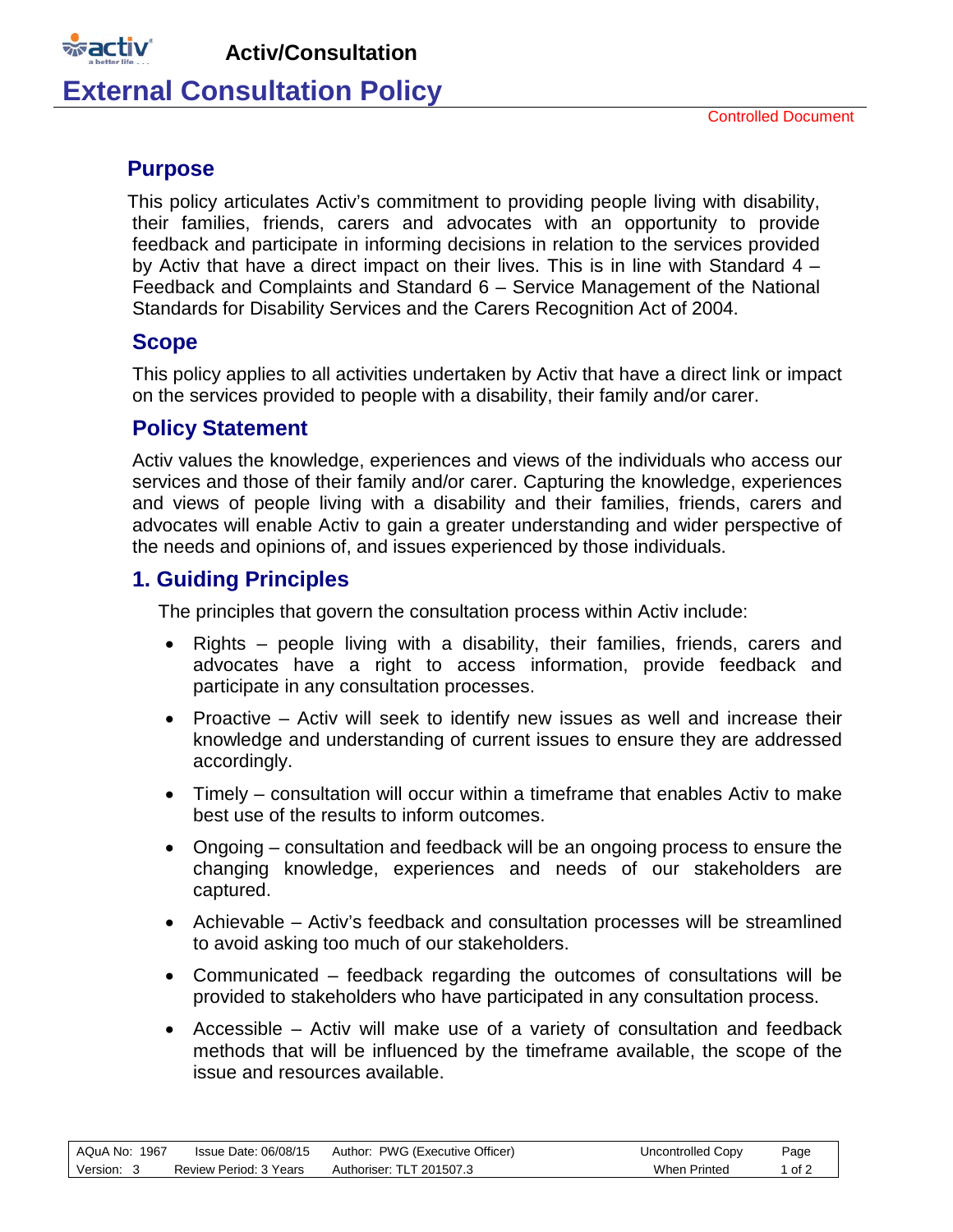# External Consultation Policy

Controlled Document

## Purpose

This policy articulates Activ's commitment to providing people living with disability, their families, friends, carers and advocates with an opportunity to provide feedback and participate in informing decisions in relation to the services provided by Activ that have a direct impact on their lives. This is in line with Standard 4 – Feedback and Complaints and Standard 6 – Service Management of the National Standards for Disability Services and the Carers Recognition Act of 2004.

## Scope

This policy applies to all activities undertaken by Activ that have a direct link or impact on the services provided to people with a disability, their family and/or carer.

## Policy Statement

Activ values the knowledge, experiences and views of the individuals who access our services and those of their family and/or carer. Capturing the knowledge, experiences and views of people living with a disability and their families, friends, carers and advocates will enable Activ to gain a greater understanding and wider perspective of the needs and opinions of, and issues experienced by those individuals.

## 1. Guiding Principles

The principles that govern the consultation process within Activ include:

- Rights – people living with a disability, their families, friends, carers and advocates have a right to access information, provide feedback and participate in any consultation processes.
- Proactive – Activ will seek to identify new issues as well and increase their knowledge and understanding of current issues to ensure they are addressed accordingly.
- Timely – consultation will occur within a timeframe that enables Activ to make best use of the results to inform outcomes.
- Ongoing – consultation and feedback will be an ongoing process to ensure the changing knowledge, experiences and needs of our stakeholders are captured.
- Achievable – Activ's feedback and consultation processes will be streamlined to avoid asking too much of our stakeholders.
- Communicated – feedback regarding the outcomes of consultations will be provided to stakeholders who have participated in any consultation process.
- Accessible – Activ will make use of a variety of consultation and feedback methods that will be influenced by the timeframe available, the scope of the issue and resources available.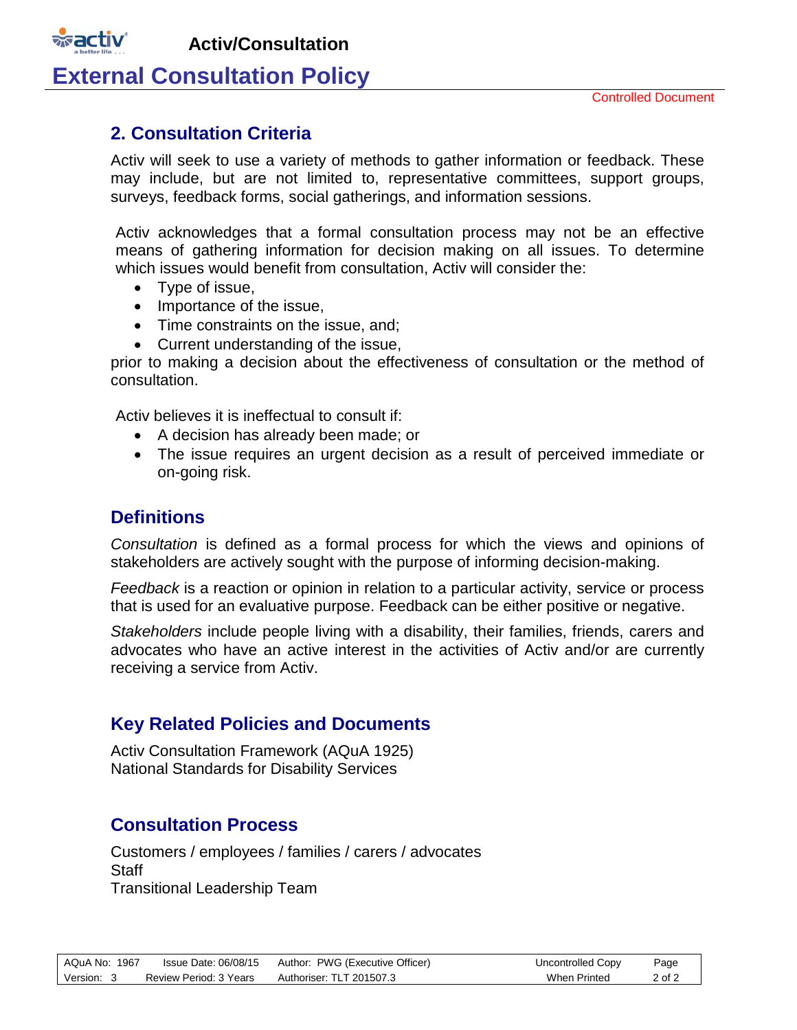## 2. Consultation Criteria

Activ will seek to use a variety of methods to gather information or feedback. These may include, but are not limited to, representative committees, support groups, surveys, feedback forms, social gatherings, and information sessions.

Activ acknowledges that a formal consultation process may not be an effective means of gathering information for decision making on all issues. To determine which issues would benefit from consultation, Activ will consider the:

- Type of issue,
- Importance of the issue,
- Time constraints on the issue, and;
- Current understanding of the issue,

prior to making a decision about the effectiveness of consultation or the method of consultation.

Activ believes it is ineffectual to consult if:

- A decision has already been made; or
- The issue requires an urgent decision as a result of perceived immediate or on-going risk.

## Definitions

*Consultation* is defined as a formal process for which the views and opinions of stakeholders are actively sought with the purpose of informing decision-making.

*Feedback* is a reaction or opinion in relation to a particular activity, service or process that is used for an evaluative purpose. Feedback can be either positive or negative.

*Stakeholders* include people living with a disability, their families, friends, carers and advocates who have an active interest in the activities of Activ and/or are currently receiving a service from Activ.

## Key Related Policies and Documents

Activ Consultation Framework (AQuA 1925)
National Standards for Disability Services

## Consultation Process

Customers / employees / families / carers / advocates
Staff
Transitional Leadership Team